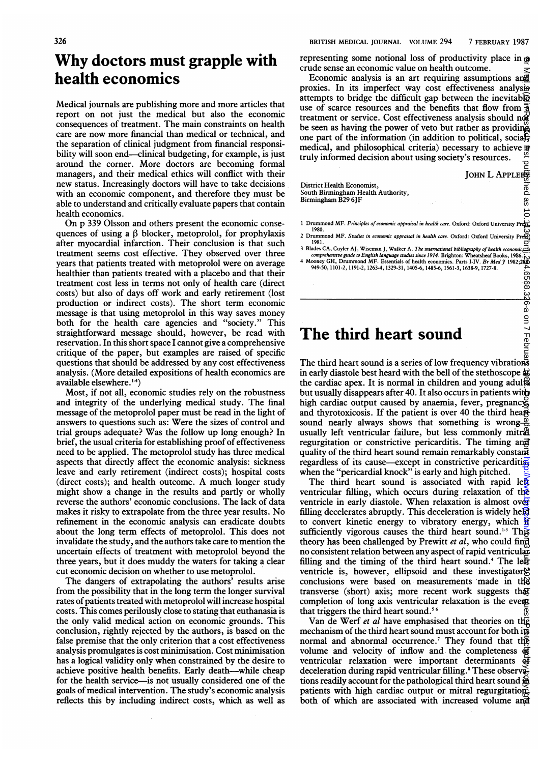# Why doctors must grapple with health economics

Medical journals are publishing more and more articles that report on not just the medical but also the economic consequences of treatment. The main constraints on health care are now more financial than medical or technical, and the separation of clinical judgment from financial responsibility will soon end—clinical budgeting, for example, is just around the corner. More doctors are becoming formal managers, and their medical ethics will conflict with their new status. Increasingly doctors will have to take decisions with an economic component, and therefore they must be able to understand and critically evaluate papers that contain health economics.

On p 339 Olsson and others present the economic consequences of using a β blocker, metoprolol, for prophylaxis after myocardial infarction. Their conclusion is that such treatment seems cost effective. They observed over three years that patients treated with metoprolol were on average healthier than patients treated with a placebo and that their treatment cost less in terms not only of health care (direct costs) but also of days off work and early retirement (lost production or indirect costs). The short term economic message is that using metoprolol in this way saves money both for the health care agencies and "society." This straightforward message should, however, be read with reservation. In this short space I cannot give a comprehensive critique of the paper, but examples are raised of specific questions that should be addressed by any cost effectiveness analysis. (More detailed expositions of health economics are available elsewhere.[1-4])

Most, if not all, economic studies rely on the robustness and integrity of the underlying medical study. The final message of the metoprolol paper must be read in the light of answers to questions such as: Were the sizes of control and trial groups adequate? Was the follow up long enough? In brief, the usual criteria for establishing proof of effectiveness need to be applied. The metoprolol study has three medical aspects that directly affect the economic analysis: sickness leave and early retirement (indirect costs); hospital costs (direct costs); and health outcome. A much longer study might show a change in the results and partly or wholly reverse the authors' economic conclusions. The lack of data makes it risky to extrapolate from the three year results. No refinement in the economic analysis can eradicate doubts about the long term effects of metoprolol. This does not invalidate the study, and the authors take care to mention the uncertain effects of treatment with metoprolol beyond the three years, but it does muddy the waters for taking a clear cut economic decision on whether to use metoprolol.

The dangers of extrapolating the authors' results arise from the possibility that in the long term the longer survival rates of patients treated with metoprolol will increase hospital costs. This comes perilously close to stating that euthanasia is the only valid medical action on economic grounds. This conclusion, rightly rejected by the authors, is based on the false premise that the only criterion that a cost effectiveness analysis promulgates is cost minimisation. Cost minimisation has a logical validity only when constrained by the desire to achieve positive health benefits. Early death—while cheap for the health service—is not usually considered one of the goals of medical intervention. The study's economic analysis reflects this by including indirect costs, which as well as representing some notional loss of productivity place in a crude sense an economic value on health outcome.

Economic analysis is an art requiring assumptions and proxies. In its imperfect way cost effectiveness analysis attempts to bridge the difficult gap between the inevitable use of scarce resources and the benefits that flow from a treatment or service. Cost effectiveness analysis should not be seen as having the power of veto but rather as providing one part of the information (in addition to political, social, medical, and philosophical criteria) necessary to achieve a truly informed decision about using society's resources.

JOHN L APPLEBY

District Health Economist,
South Birmingham Health Authority,
Birmingham B29 6JF

1 Drummond MF. *Principles of economic appraisal in health care.* Oxford: Oxford University Press, 1980.
2 Drummond MF. *Studies in economic appraisal in health care.* Oxford: Oxford University Press, 1981.
3 Blades CA, Culyer AJ, Wiseman J, Walker A. *The international bibliography of health economics: comprehensive guide to English language studies since 1914.* Brighton: Wheatsheaf Books, 1986.
4 Mooney GH, Drummond MF. Essentials of health economics. Parts I-IV. *Br Med J* 1982;285: 949-50, 1101-2, 1191-2, 1263-4, 1329-31, 1405-6, 1485-6, 1561-3, 1638-9, 1727-8.

# The third heart sound

The third heart sound is a series of low frequency vibrations in early diastole best heard with the bell of the stethoscope at the cardiac apex. It is normal in children and young adults but usually disappears after 40. It also occurs in patients with high cardiac output caused by anaemia, fever, pregnancy, and thyrotoxicosis. If the patient is over 40 the third heart sound nearly always shows that something is wrong—usually left ventricular failure, but less commonly mitral regurgitation or constrictive pericarditis. The timing and quality of the third heart sound remain remarkably constant regardless of its cause—except in constrictive pericarditis, when the "pericardial knock" is early and high pitched.

The third heart sound is associated with rapid left ventricular filling, which occurs during relaxation of the ventricle in early diastole. When relaxation is almost over filling decelerates abruptly. This deceleration is widely held to convert kinetic energy to vibratory energy, which if sufficiently vigorous causes the third heart sound.[1-3] This theory has been challenged by Prewitt *et al*, who could find no consistent relation between any aspect of rapid ventricular filling and the timing of the third heart sound.[4] The left ventricle is, however, ellipsoid and these investigators' conclusions were based on measurements made in the transverse (short) axis; more recent work suggests that completion of long axis ventricular relaxation is the event that triggers the third heart sound.[5 6]

Van de Werf *et al* have emphasised that theories on the mechanism of the third heart sound must account for both its normal and abnormal occurrence.[7] They found that the volume and velocity of inflow and the completeness of ventricular relaxation were important determinants of deceleration during rapid ventricular filling.[8] These observations readily account for the pathological third heart sound in patients with high cardiac output or mitral regurgitation, both of which are associated with increased volume and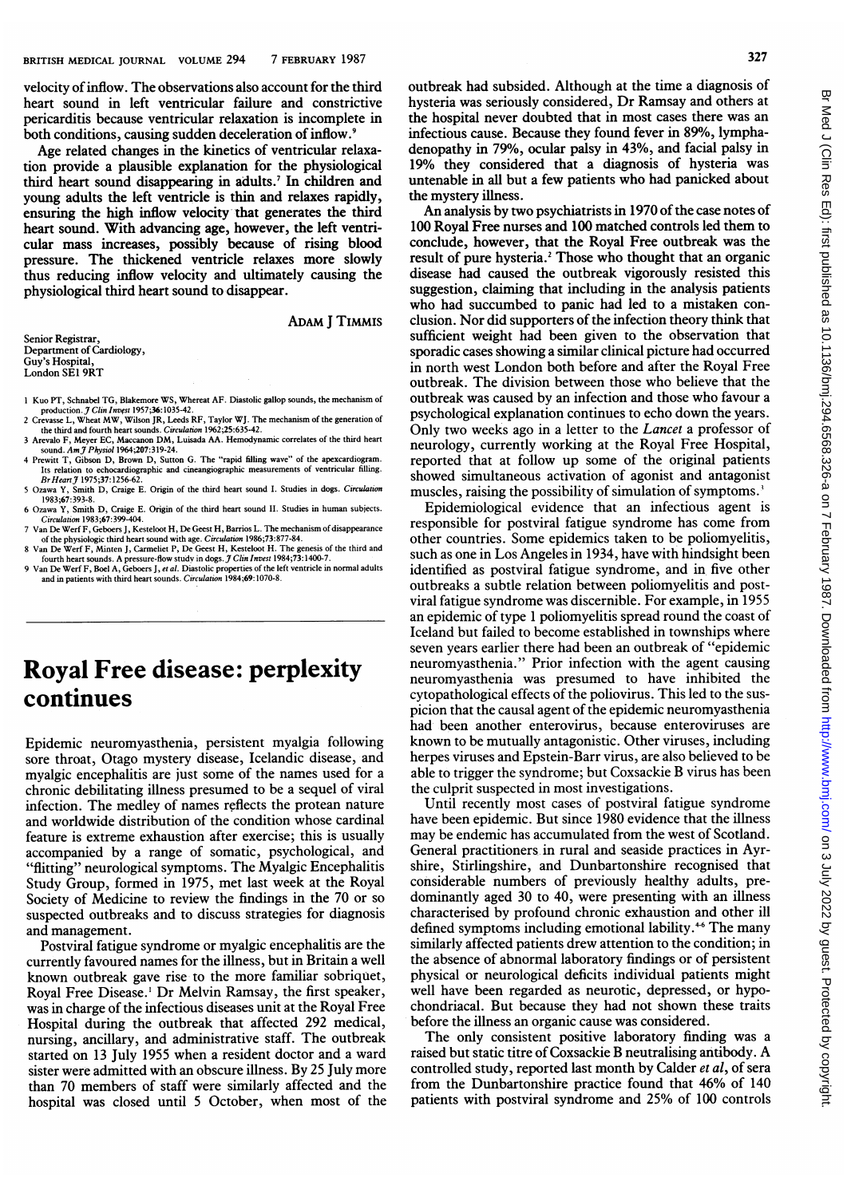velocity of inflow. The observations also account for the third heart sound in left ventricular failure and constrictive pericarditis because ventricular relaxation is incomplete in both conditions, causing sudden deceleration of inflow.[9]

Age related changes in the kinetics of ventricular relaxation provide a plausible explanation for the physiological third heart sound disappearing in adults.[7] In children and young adults the left ventricle is thin and relaxes rapidly, ensuring the high inflow velocity that generates the third heart sound. With advancing age, however, the left ventricular mass increases, possibly because of rising blood pressure. The thickened ventricle relaxes more slowly thus reducing inflow velocity and ultimately causing the physiological third heart sound to disappear.

ADAM J TIMMIS

Senior Registrar,
Department of Cardiology,
Guy's Hospital,
London SE1 9RT

1 Kuo PT, Schnabel TG, Blakemore WS, Whereat AF. Diastolic gallop sounds, the mechanism of production. *J Clin Invest* 1957;36:1035-42.
2 Crevasse L, Wheat MW, Wilson JR, Leeds RF, Taylor WJ. The mechanism of the generation of the third and fourth heart sounds. *Circulation* 1962;25:635-42.
3 Arevalo F, Meyer EC, Maccanon DM, Luisada AA. Hemodynamic correlates of the third heart sound. *Am J Physiol* 1964;207:319-24.
4 Prewitt T, Gibson D, Brown D, Sutton G. The "rapid filling wave" of the apexcardiogram. Its relation to echocardiographic and cineangiographic measurements of ventricular filling. *Br Heart J* 1975;37:1256-62.
5 Ozawa Y, Smith D, Craige E. Origin of the third heart sound I. Studies in dogs. *Circulation* 1983;67:393-8.
6 Ozawa Y, Smith D, Craige E. Origin of the third heart sound II. Studies in human subjects. *Circulation* 1983;67:399-404.
7 Van De Werf F, Geboers J, Kesteloot H, De Geest H, Barrios L. The mechanism of disappearance of the physiologic third heart sound with age. *Circulation* 1986;73:877-84.
8 Van De Werf F, Minten J, Carmeliet P, De Geest H, Kesteloot H. The genesis of the third and fourth heart sounds. A pressure-flow study in dogs. *J Clin Invest* 1984;73:1400-7.
9 Van De Werf F, Boel A, Geboers J, *et al*. Diastolic properties of the left ventricle in normal adults and in patients with third heart sounds. *Circulation* 1984;69:1070-8.

# Royal Free disease: perplexity continues

Epidemic neuromyasthenia, persistent myalgia following sore throat, Otago mystery disease, Icelandic disease, and myalgic encephalitis are just some of the names used for a chronic debilitating illness presumed to be a sequel of viral infection. The medley of names reflects the protean nature and worldwide distribution of the condition whose cardinal feature is extreme exhaustion after exercise; this is usually accompanied by a range of somatic, psychological, and "flitting" neurological symptoms. The Myalgic Encephalitis Study Group, formed in 1975, met last week at the Royal Society of Medicine to review the findings in the 70 or so suspected outbreaks and to discuss strategies for diagnosis and management.

Postviral fatigue syndrome or myalgic encephalitis are the currently favoured names for the illness, but in Britain a well known outbreak gave rise to the more familiar sobriquet, Royal Free Disease.[1] Dr Melvin Ramsay, the first speaker, was in charge of the infectious diseases unit at the Royal Free Hospital during the outbreak that affected 292 medical, nursing, ancillary, and administrative staff. The outbreak started on 13 July 1955 when a resident doctor and a ward sister were admitted with an obscure illness. By 25 July more than 70 members of staff were similarly affected and the hospital was closed until 5 October, when most of the outbreak had subsided. Although at the time a diagnosis of hysteria was seriously considered, Dr Ramsay and others at the hospital never doubted that in most cases there was an infectious cause. Because they found fever in 89%, lymphadenopathy in 79%, ocular palsy in 43%, and facial palsy in 19% they considered that a diagnosis of hysteria was untenable in all but a few patients who had panicked about the mystery illness.

An analysis by two psychiatrists in 1970 of the case notes of 100 Royal Free nurses and 100 matched controls led them to conclude, however, that the Royal Free outbreak was the result of pure hysteria.[2] Those who thought that an organic disease had caused the outbreak vigorously resisted this suggestion, claiming that including in the analysis patients who had succumbed to panic had led to a mistaken conclusion. Nor did supporters of the infection theory think that sufficient weight had been given to the observation that sporadic cases showing a similar clinical picture had occurred in north west London both before and after the Royal Free outbreak. The division between those who believe that the outbreak was caused by an infection and those who favour a psychological explanation continues to echo down the years. Only two weeks ago in a letter to the *Lancet* a professor of neurology, currently working at the Royal Free Hospital, reported that at follow up some of the original patients showed simultaneous activation of agonist and antagonist muscles, raising the possibility of simulation of symptoms.[3]

Epidemiological evidence that an infectious agent is responsible for postviral fatigue syndrome has come from other countries. Some epidemics taken to be poliomyelitis, such as one in Los Angeles in 1934, have with hindsight been identified as postviral fatigue syndrome, and in five other outbreaks a subtle relation between poliomyelitis and postviral fatigue syndrome was discernible. For example, in 1955 an epidemic of type 1 poliomyelitis spread round the coast of Iceland but failed to become established in townships where seven years earlier there had been an outbreak of "epidemic neuromyasthenia." Prior infection with the agent causing neuromyasthenia was presumed to have inhibited the cytopathological effects of the poliovirus. This led to the suspicion that the causal agent of the epidemic neuromyasthenia had been another enterovirus, because enteroviruses are known to be mutually antagonistic. Other viruses, including herpes viruses and Epstein-Barr virus, are also believed to be able to trigger the syndrome; but Coxsackie B virus has been the culprit suspected in most investigations.

Until recently most cases of postviral fatigue syndrome have been epidemic. But since 1980 evidence that the illness may be endemic has accumulated from the west of Scotland. General practitioners in rural and seaside practices in Ayrshire, Stirlingshire, and Dunbartonshire recognised that considerable numbers of previously healthy adults, predominantly aged 30 to 40, were presenting with an illness characterised by profound chronic exhaustion and other ill defined symptoms including emotional lability.[4-6] The many similarly affected patients drew attention to the condition; in the absence of abnormal laboratory findings or of persistent physical or neurological deficits individual patients might well have been regarded as neurotic, depressed, or hypochondriacal. But because they had not shown these traits before the illness an organic cause was considered.

The only consistent positive laboratory finding was a raised but static titre of Coxsackie B neutralising antibody. A controlled study, reported last month by Calder *et al*, of sera from the Dunbartonshire practice found that 46% of 140 patients with postviral syndrome and 25% of 100 controls